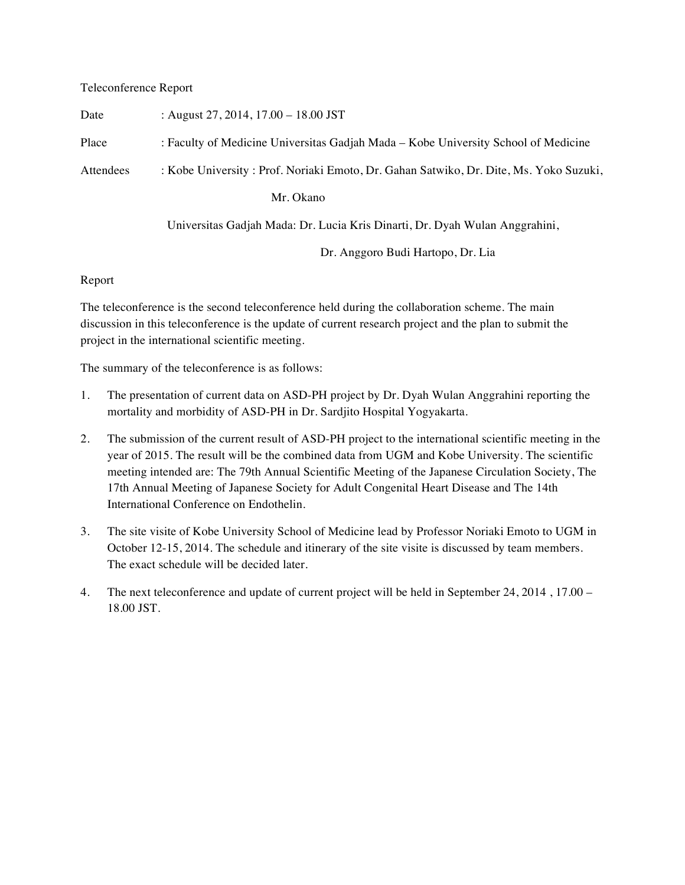Teleconference Report

Date : August 27, 2014, 17.00 – 18.00 JST

Place : Faculty of Medicine Universitas Gadjah Mada – Kobe University School of Medicine

Attendees : Kobe University : Prof. Noriaki Emoto, Dr. Gahan Satwiko, Dr. Dite, Ms. Yoko Suzuki, Mr. Okano

Universitas Gadjah Mada: Dr. Lucia Kris Dinarti, Dr. Dyah Wulan Anggrahini, Dr. Anggoro Budi Hartopo, Dr. Lia

Report

The teleconference is the second teleconference held during the collaboration scheme. The main discussion in this teleconference is the update of current research project and the plan to submit the project in the international scientific meeting.

The summary of the teleconference is as follows:

1. The presentation of current data on ASD-PH project by Dr. Dyah Wulan Anggrahini reporting the mortality and morbidity of ASD-PH in Dr. Sardjito Hospital Yogyakarta.
2. The submission of the current result of ASD-PH project to the international scientific meeting in the year of 2015. The result will be the combined data from UGM and Kobe University. The scientific meeting intended are: The 79th Annual Scientific Meeting of the Japanese Circulation Society, The 17th Annual Meeting of Japanese Society for Adult Congenital Heart Disease and The 14th International Conference on Endothelin.
3. The site visite of Kobe University School of Medicine lead by Professor Noriaki Emoto to UGM in October 12-15, 2014. The schedule and itinerary of the site visite is discussed by team members. The exact schedule will be decided later.
4. The next teleconference and update of current project will be held in September 24, 2014 , 17.00 – 18.00 JST.